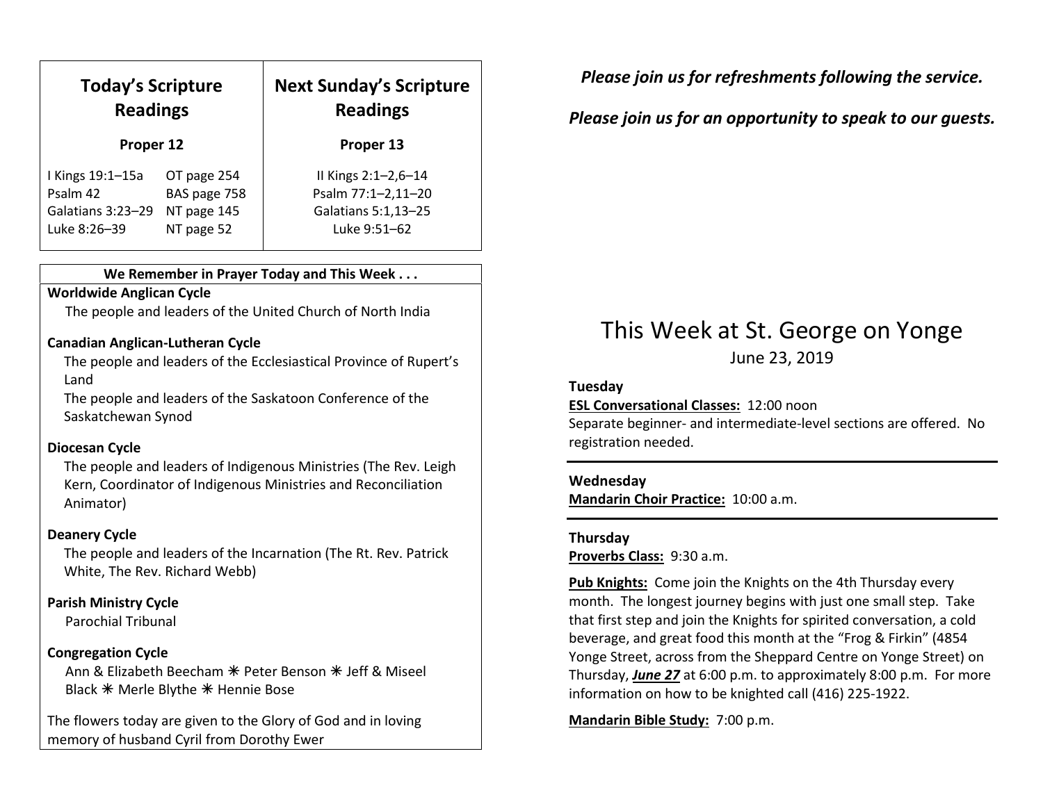| Today's Scripture Readings | | Next Sunday's Scripture Readings |
|---|---|---|
| **Proper 12** | | **Proper 13** |
| I Kings 19:1–15a | OT page 254 | II Kings 2:1–2,6–14 |
| Psalm 42 | BAS page 758 | Psalm 77:1–2,11–20 |
| Galatians 3:23–29 | NT page 145 | Galatians 5:1,13–25 |
| Luke 8:26–39 | NT page 52 | Luke 9:51–62 |

**We Remember in Prayer Today and This Week . . .**

**Worldwide Anglican Cycle**

The people and leaders of the United Church of North India

**Canadian Anglican-Lutheran Cycle**

The people and leaders of the Ecclesiastical Province of Rupert's Land

The people and leaders of the Saskatoon Conference of the Saskatchewan Synod

**Diocesan Cycle**

The people and leaders of Indigenous Ministries (The Rev. Leigh Kern, Coordinator of Indigenous Ministries and Reconciliation Animator)

**Deanery Cycle**

The people and leaders of the Incarnation (The Rt. Rev. Patrick White, The Rev. Richard Webb)

**Parish Ministry Cycle**

Parochial Tribunal

**Congregation Cycle**

Ann & Elizabeth Beecham ✳ Peter Benson ✳ Jeff & Miseel Black ✳ Merle Blythe ✳ Hennie Bose

The flowers today are given to the Glory of God and in loving memory of husband Cyril from Dorothy Ewer

***Please join us for refreshments following the service.***

***Please join us for an opportunity to speak to our guests.***

# This Week at St. George on Yonge

June 23, 2019

**Tuesday**

**ESL Conversational Classes:** 12:00 noon
Separate beginner- and intermediate-level sections are offered. No registration needed.

---

**Wednesday**

**Mandarin Choir Practice:** 10:00 a.m.

---

**Thursday**

**Proverbs Class:** 9:30 a.m.

**Pub Knights:** Come join the Knights on the 4th Thursday every month. The longest journey begins with just one small step. Take that first step and join the Knights for spirited conversation, a cold beverage, and great food this month at the "Frog & Firkin" (4854 Yonge Street, across from the Sheppard Centre on Yonge Street) on Thursday, ***June 27*** at 6:00 p.m. to approximately 8:00 p.m. For more information on how to be knighted call (416) 225-1922.

**Mandarin Bible Study:** 7:00 p.m.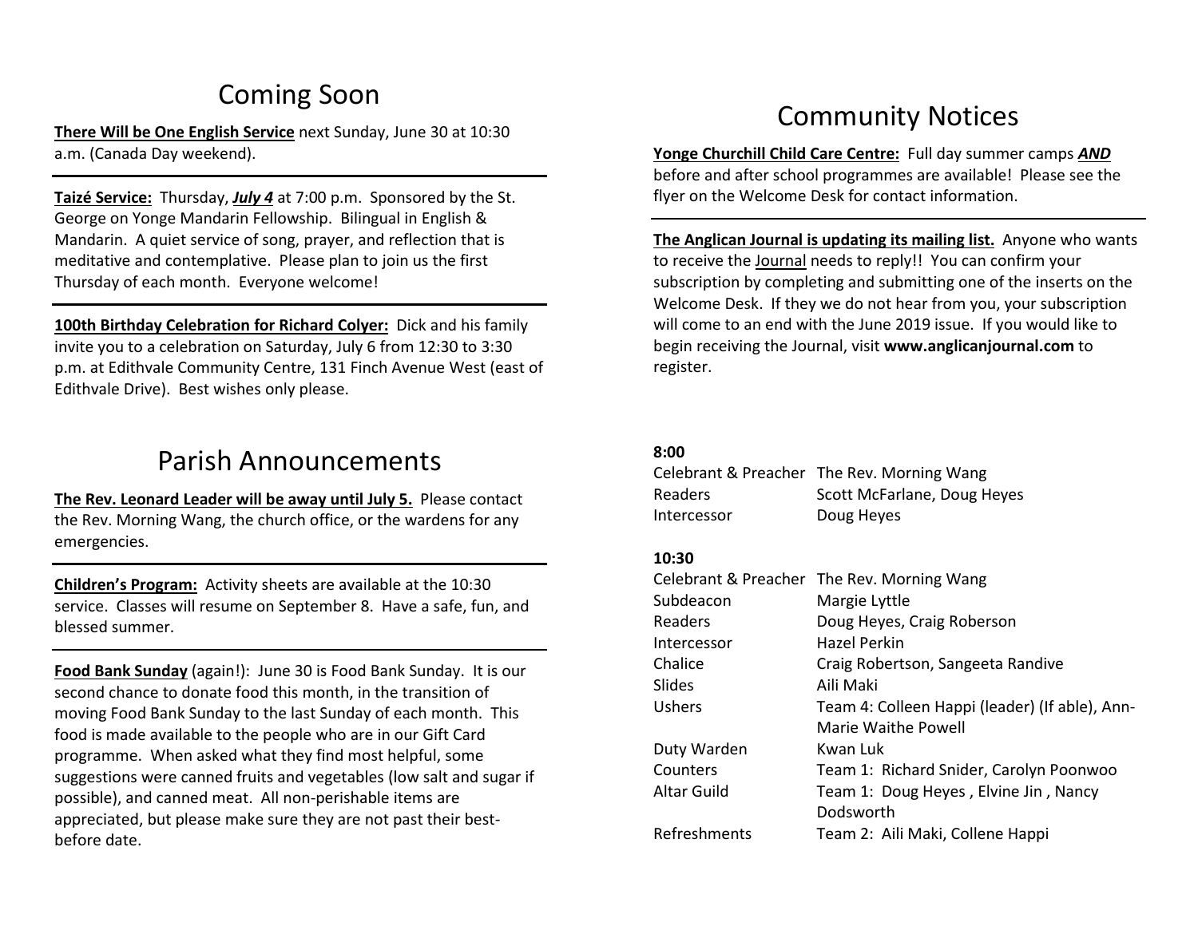## Coming Soon

**There Will be One English Service** next Sunday, June 30 at 10:30 a.m. (Canada Day weekend).

---

**Taizé Service:** Thursday, ***July 4*** at 7:00 p.m. Sponsored by the St. George on Yonge Mandarin Fellowship. Bilingual in English & Mandarin. A quiet service of song, prayer, and reflection that is meditative and contemplative. Please plan to join us the first Thursday of each month. Everyone welcome!

---

**100th Birthday Celebration for Richard Colyer:** Dick and his family invite you to a celebration on Saturday, July 6 from 12:30 to 3:30 p.m. at Edithvale Community Centre, 131 Finch Avenue West (east of Edithvale Drive). Best wishes only please.

## Parish Announcements

**The Rev. Leonard Leader will be away until July 5.** Please contact the Rev. Morning Wang, the church office, or the wardens for any emergencies.

---

**Children's Program:** Activity sheets are available at the 10:30 service. Classes will resume on September 8. Have a safe, fun, and blessed summer.

---

**Food Bank Sunday** (again!): June 30 is Food Bank Sunday. It is our second chance to donate food this month, in the transition of moving Food Bank Sunday to the last Sunday of each month. This food is made available to the people who are in our Gift Card programme. When asked what they find most helpful, some suggestions were canned fruits and vegetables (low salt and sugar if possible), and canned meat. All non-perishable items are appreciated, but please make sure they are not past their best-before date.

## Community Notices

**Yonge Churchill Child Care Centre:** Full day summer camps ***AND*** before and after school programmes are available! Please see the flyer on the Welcome Desk for contact information.

---

**The Anglican Journal is updating its mailing list.** Anyone who wants to receive the Journal needs to reply!! You can confirm your subscription by completing and submitting one of the inserts on the Welcome Desk. If they we do not hear from you, your subscription will come to an end with the June 2019 issue. If you would like to begin receiving the Journal, visit **www.anglicanjournal.com** to register.

**8:00**

| | |
|---|---|
| Celebrant & Preacher | The Rev. Morning Wang |
| Readers | Scott McFarlane, Doug Heyes |
| Intercessor | Doug Heyes |

**10:30**

| | |
|---|---|
| Celebrant & Preacher | The Rev. Morning Wang |
| Subdeacon | Margie Lyttle |
| Readers | Doug Heyes, Craig Roberson |
| Intercessor | Hazel Perkin |
| Chalice | Craig Robertson, Sangeeta Randive |
| Slides | Aili Maki |
| Ushers | Team 4: Colleen Happi (leader) (If able), Ann-Marie Waithe Powell |
| Duty Warden | Kwan Luk |
| Counters | Team 1: Richard Snider, Carolyn Poonwoo |
| Altar Guild | Team 1: Doug Heyes , Elvine Jin , Nancy Dodsworth |
| Refreshments | Team 2: Aili Maki, Collene Happi |